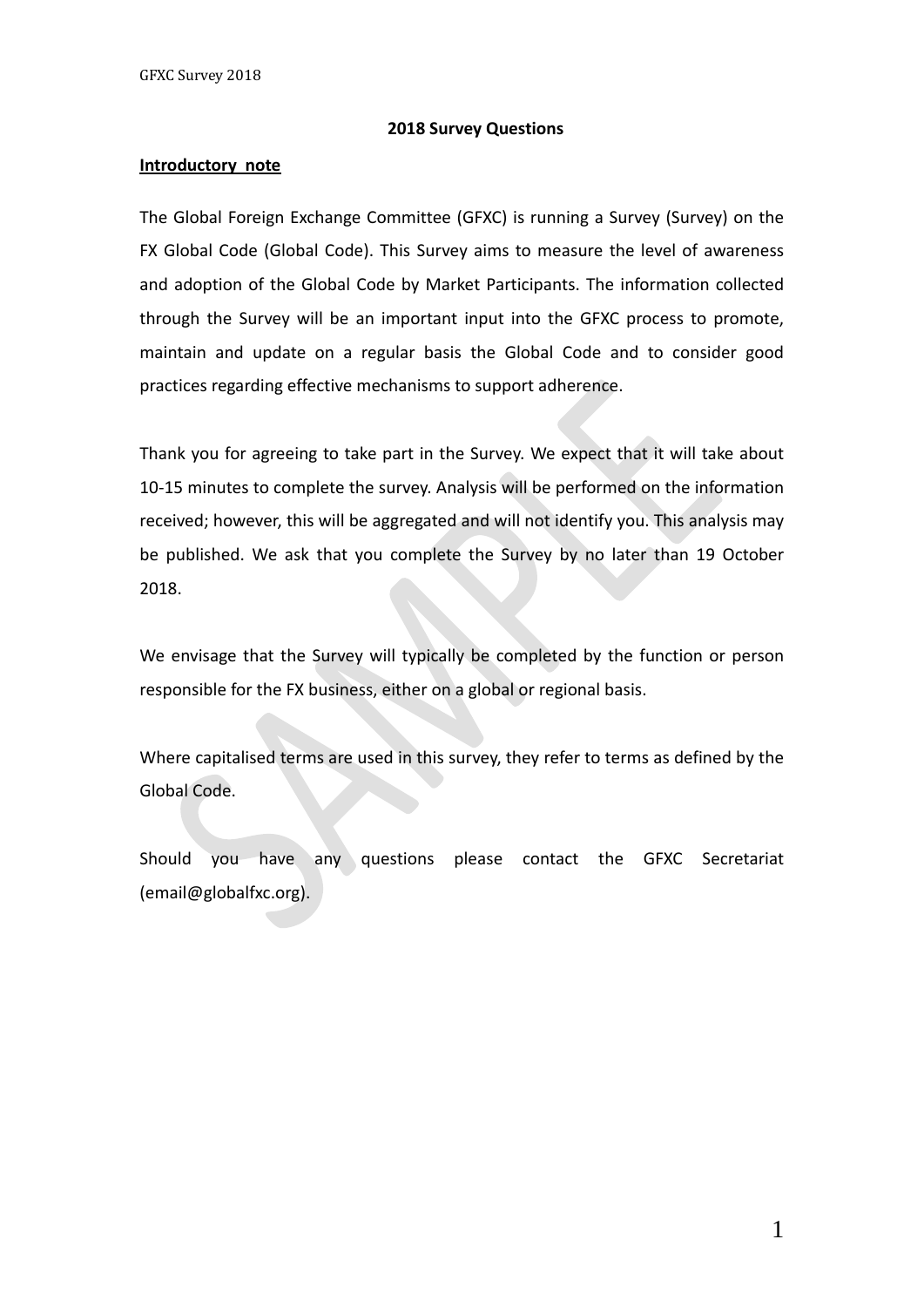**2018 Survey Questions**

**Introductory note**

The Global Foreign Exchange Committee (GFXC) is running a Survey (Survey) on the FX Global Code (Global Code). This Survey aims to measure the level of awareness and adoption of the Global Code by Market Participants. The information collected through the Survey will be an important input into the GFXC process to promote, maintain and update on a regular basis the Global Code and to consider good practices regarding effective mechanisms to support adherence.

Thank you for agreeing to take part in the Survey. We expect that it will take about 10-15 minutes to complete the survey. Analysis will be performed on the information received; however, this will be aggregated and will not identify you. This analysis may be published. We ask that you complete the Survey by no later than 19 October 2018.

We envisage that the Survey will typically be completed by the function or person responsible for the FX business, either on a global or regional basis.

Where capitalised terms are used in this survey, they refer to terms as defined by the Global Code.

Should you have any questions please contact the GFXC Secretariat (email@globalfxc.org).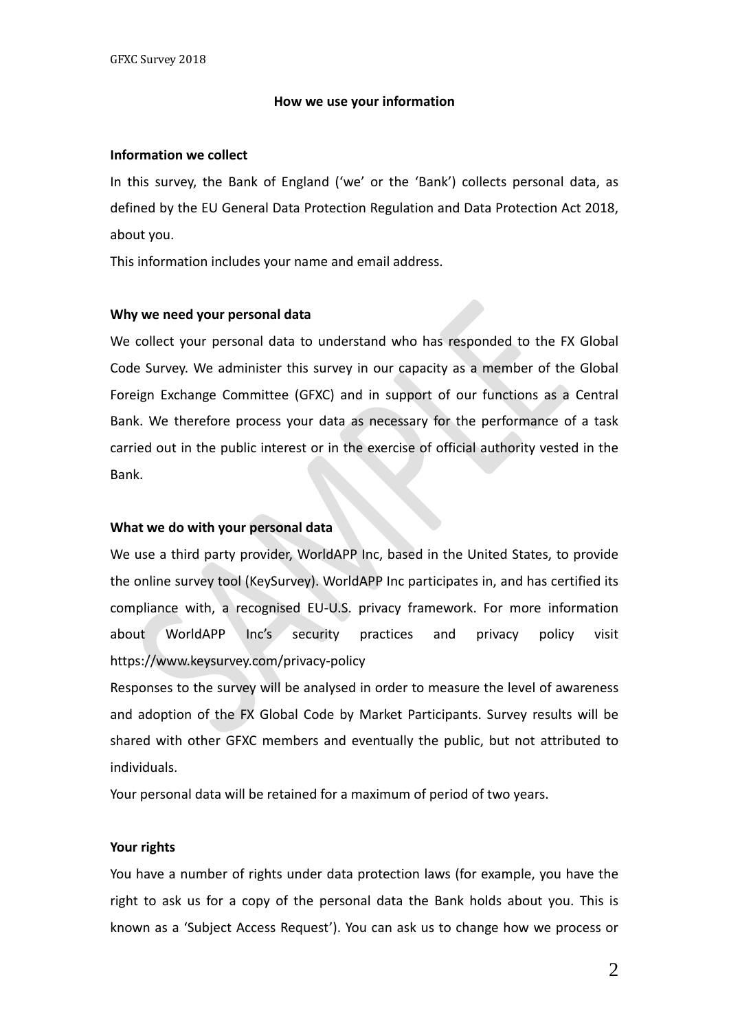## How we use your information

### Information we collect

In this survey, the Bank of England ('we' or the 'Bank') collects personal data, as defined by the EU General Data Protection Regulation and Data Protection Act 2018, about you.

This information includes your name and email address.

### Why we need your personal data

We collect your personal data to understand who has responded to the FX Global Code Survey. We administer this survey in our capacity as a member of the Global Foreign Exchange Committee (GFXC) and in support of our functions as a Central Bank. We therefore process your data as necessary for the performance of a task carried out in the public interest or in the exercise of official authority vested in the Bank.

### What we do with your personal data

We use a third party provider, WorldAPP Inc, based in the United States, to provide the online survey tool (KeySurvey). WorldAPP Inc participates in, and has certified its compliance with, a recognised EU-U.S. privacy framework. For more information about WorldAPP Inc's security practices and privacy policy visit https://www.keysurvey.com/privacy-policy

Responses to the survey will be analysed in order to measure the level of awareness and adoption of the FX Global Code by Market Participants. Survey results will be shared with other GFXC members and eventually the public, but not attributed to individuals.

Your personal data will be retained for a maximum of period of two years.

### Your rights

You have a number of rights under data protection laws (for example, you have the right to ask us for a copy of the personal data the Bank holds about you. This is known as a 'Subject Access Request'). You can ask us to change how we process or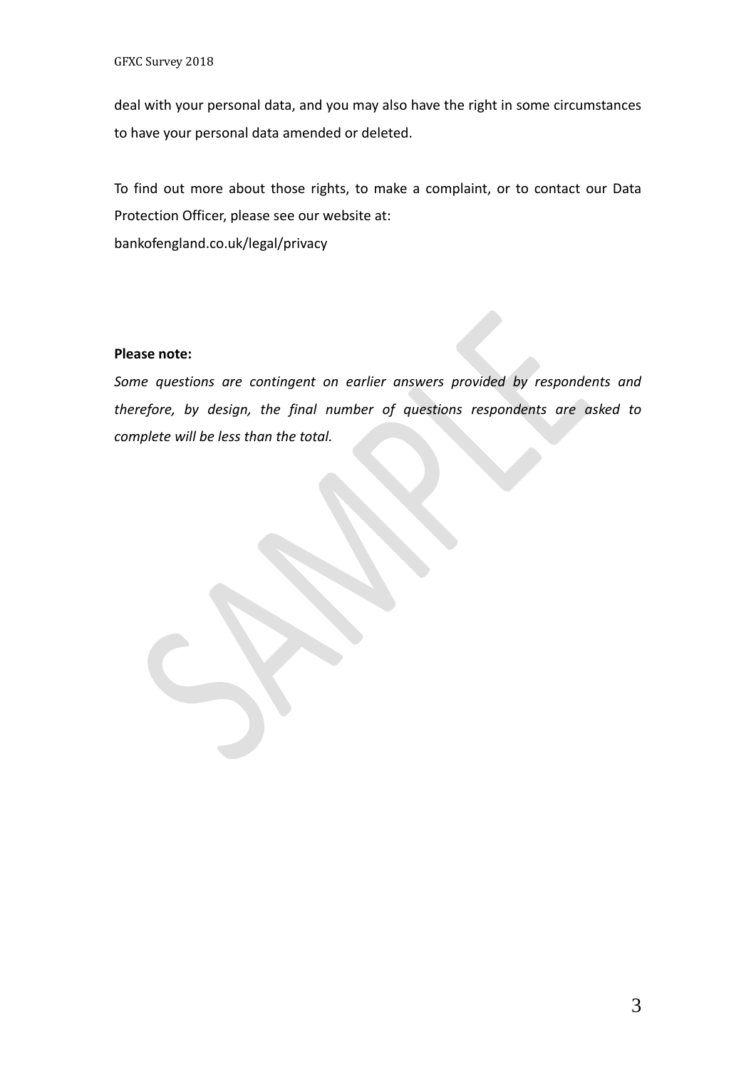deal with your personal data, and you may also have the right in some circumstances to have your personal data amended or deleted.

To find out more about those rights, to make a complaint, or to contact our Data Protection Officer, please see our website at:
bankofengland.co.uk/legal/privacy

**Please note:**

*Some questions are contingent on earlier answers provided by respondents and therefore, by design, the final number of questions respondents are asked to complete will be less than the total.*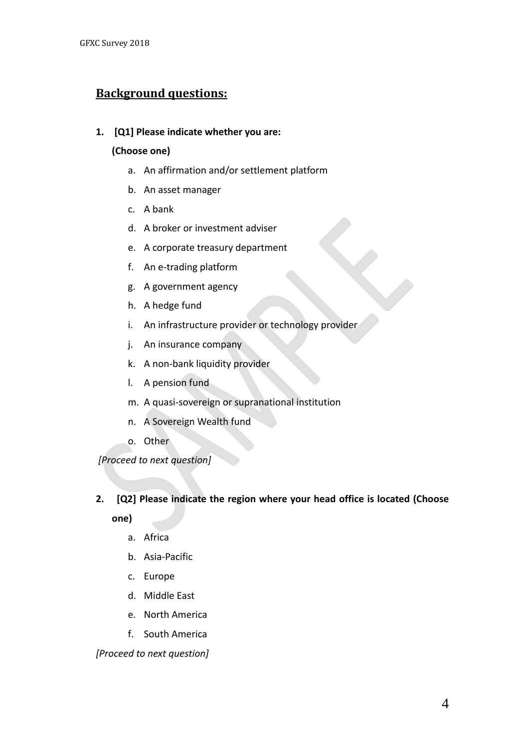## Background questions:

1. **[Q1] Please indicate whether you are:**

   **(Choose one)**

   a. An affirmation and/or settlement platform
   b. An asset manager
   c. A bank
   d. A broker or investment adviser
   e. A corporate treasury department
   f. An e-trading platform
   g. A government agency
   h. A hedge fund
   i. An infrastructure provider or technology provider
   j. An insurance company
   k. A non-bank liquidity provider
   l. A pension fund
   m. A quasi-sovereign or supranational institution
   n. A Sovereign Wealth fund
   o. Other

*[Proceed to next question]*

2. **[Q2] Please indicate the region where your head office is located (Choose one)**

   a. Africa
   b. Asia-Pacific
   c. Europe
   d. Middle East
   e. North America
   f. South America

*[Proceed to next question]*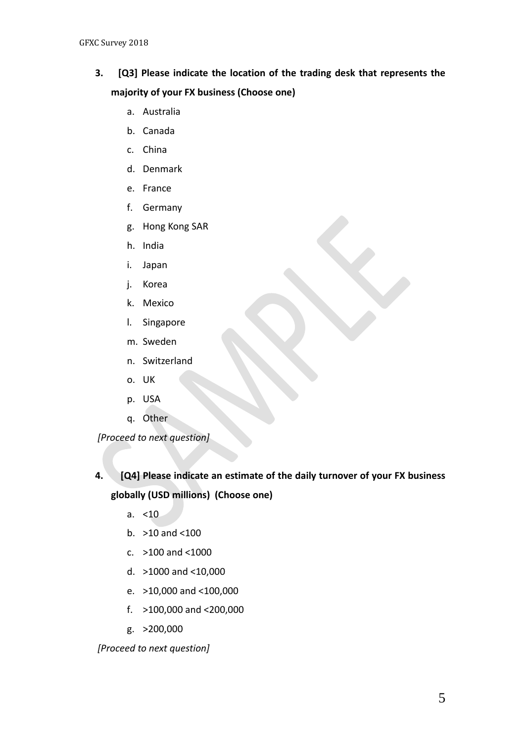3. **[Q3] Please indicate the location of the trading desk that represents the majority of your FX business (Choose one)**

    a. Australia
    b. Canada
    c. China
    d. Denmark
    e. France
    f. Germany
    g. Hong Kong SAR
    h. India
    i. Japan
    j. Korea
    k. Mexico
    l. Singapore
    m. Sweden
    n. Switzerland
    o. UK
    p. USA
    q. Other

*[Proceed to next question]*

4. **[Q4] Please indicate an estimate of the daily turnover of your FX business globally (USD millions) (Choose one)**

    a. <10
    b. >10 and <100
    c. >100 and <1000
    d. >1000 and <10,000
    e. >10,000 and <100,000
    f. >100,000 and <200,000
    g. >200,000

*[Proceed to next question]*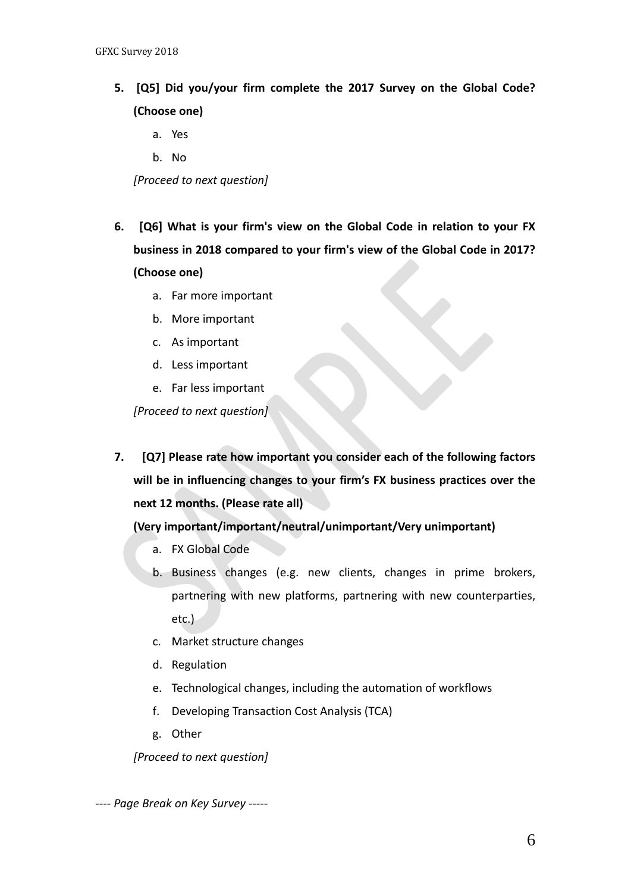5. **[Q5] Did you/your firm complete the 2017 Survey on the Global Code? (Choose one)**
    a. Yes
    b. No

    *[Proceed to next question]*

6. **[Q6] What is your firm's view on the Global Code in relation to your FX business in 2018 compared to your firm's view of the Global Code in 2017? (Choose one)**
    a. Far more important
    b. More important
    c. As important
    d. Less important
    e. Far less important

    *[Proceed to next question]*

7. **[Q7] Please rate how important you consider each of the following factors will be in influencing changes to your firm's FX business practices over the next 12 months. (Please rate all)**

    **(Very important/important/neutral/unimportant/Very unimportant)**
    a. FX Global Code
    b. Business changes (e.g. new clients, changes in prime brokers, partnering with new platforms, partnering with new counterparties, etc.)
    c. Market structure changes
    d. Regulation
    e. Technological changes, including the automation of workflows
    f. Developing Transaction Cost Analysis (TCA)
    g. Other

    *[Proceed to next question]*

*---- Page Break on Key Survey -----*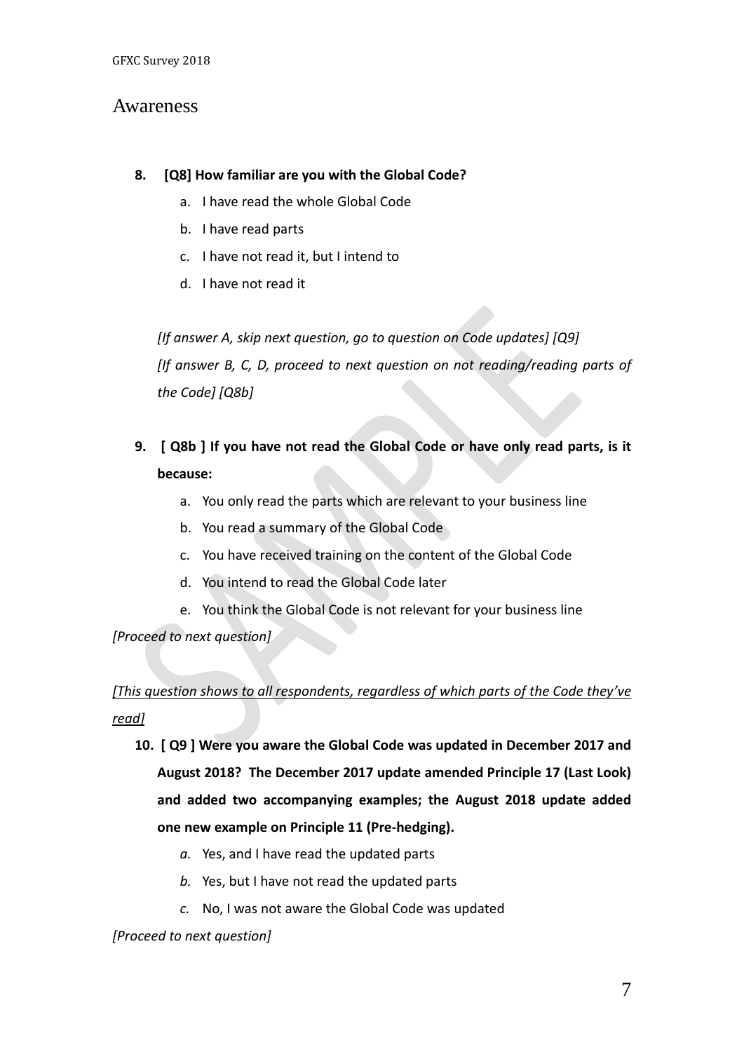## Awareness

8. **[Q8] How familiar are you with the Global Code?**
    a. I have read the whole Global Code
    b. I have read parts
    c. I have not read it, but I intend to
    d. I have not read it

    *[If answer A, skip next question, go to question on Code updates] [Q9]*
    *[If answer B, C, D, proceed to next question on not reading/reading parts of the Code] [Q8b]*

9. **[ Q8b ] If you have not read the Global Code or have only read parts, is it because:**
    a. You only read the parts which are relevant to your business line
    b. You read a summary of the Global Code
    c. You have received training on the content of the Global Code
    d. You intend to read the Global Code later
    e. You think the Global Code is not relevant for your business line

*[Proceed to next question]*

*[This question shows to all respondents, regardless of which parts of the Code they've read]*

10. **[ Q9 ] Were you aware the Global Code was updated in December 2017 and August 2018? The December 2017 update amended Principle 17 (Last Look) and added two accompanying examples; the August 2018 update added one new example on Principle 11 (Pre-hedging).**
    *a.* Yes, and I have read the updated parts
    *b.* Yes, but I have not read the updated parts
    *c.* No, I was not aware the Global Code was updated

*[Proceed to next question]*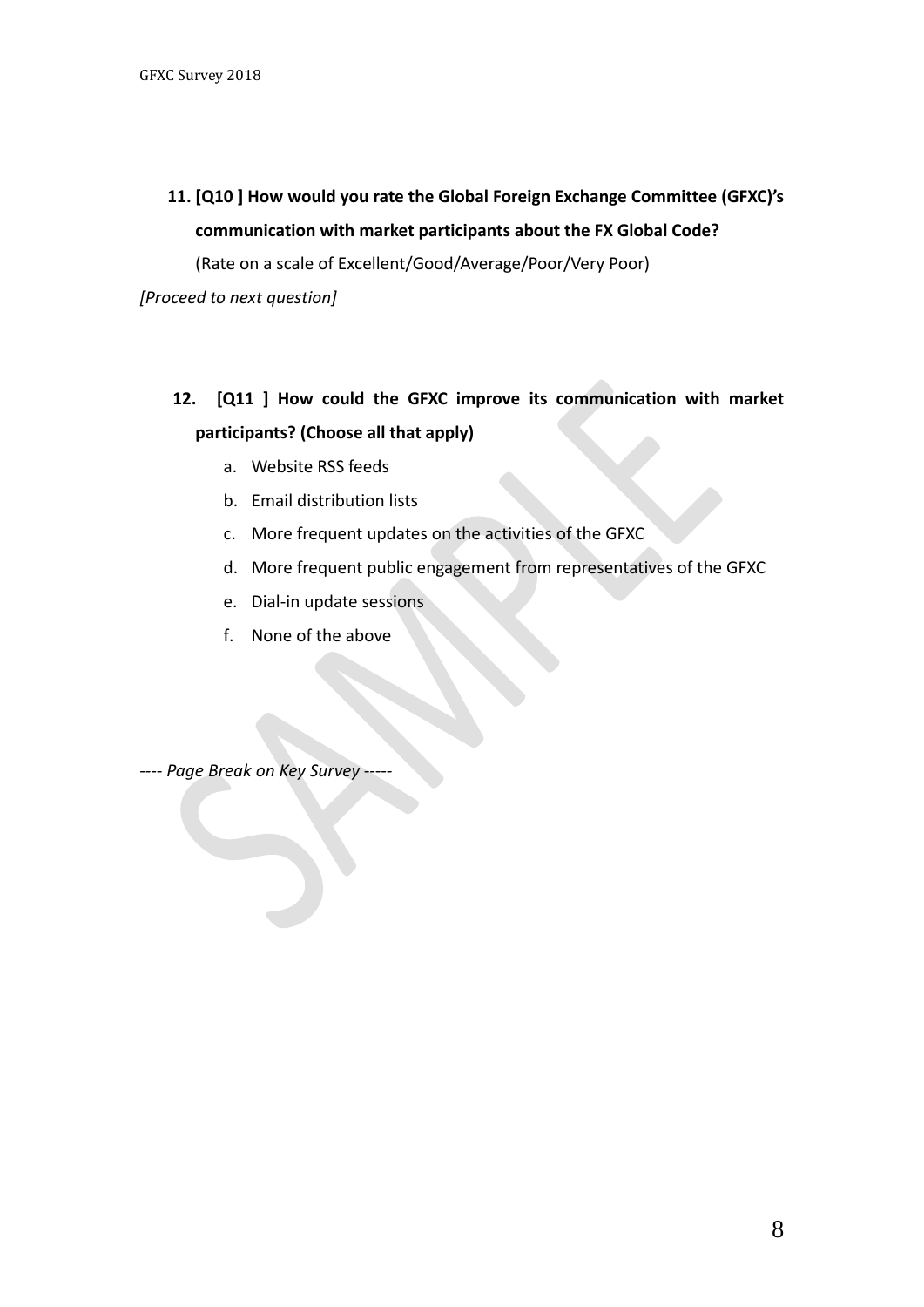11. **[Q10 ] How would you rate the Global Foreign Exchange Committee (GFXC)'s communication with market participants about the FX Global Code?**

    (Rate on a scale of Excellent/Good/Average/Poor/Very Poor)

*[Proceed to next question]*

12. **[Q11 ] How could the GFXC improve its communication with market participants? (Choose all that apply)**

    a. Website RSS feeds
    b. Email distribution lists
    c. More frequent updates on the activities of the GFXC
    d. More frequent public engagement from representatives of the GFXC
    e. Dial-in update sessions
    f. None of the above

*---- Page Break on Key Survey -----*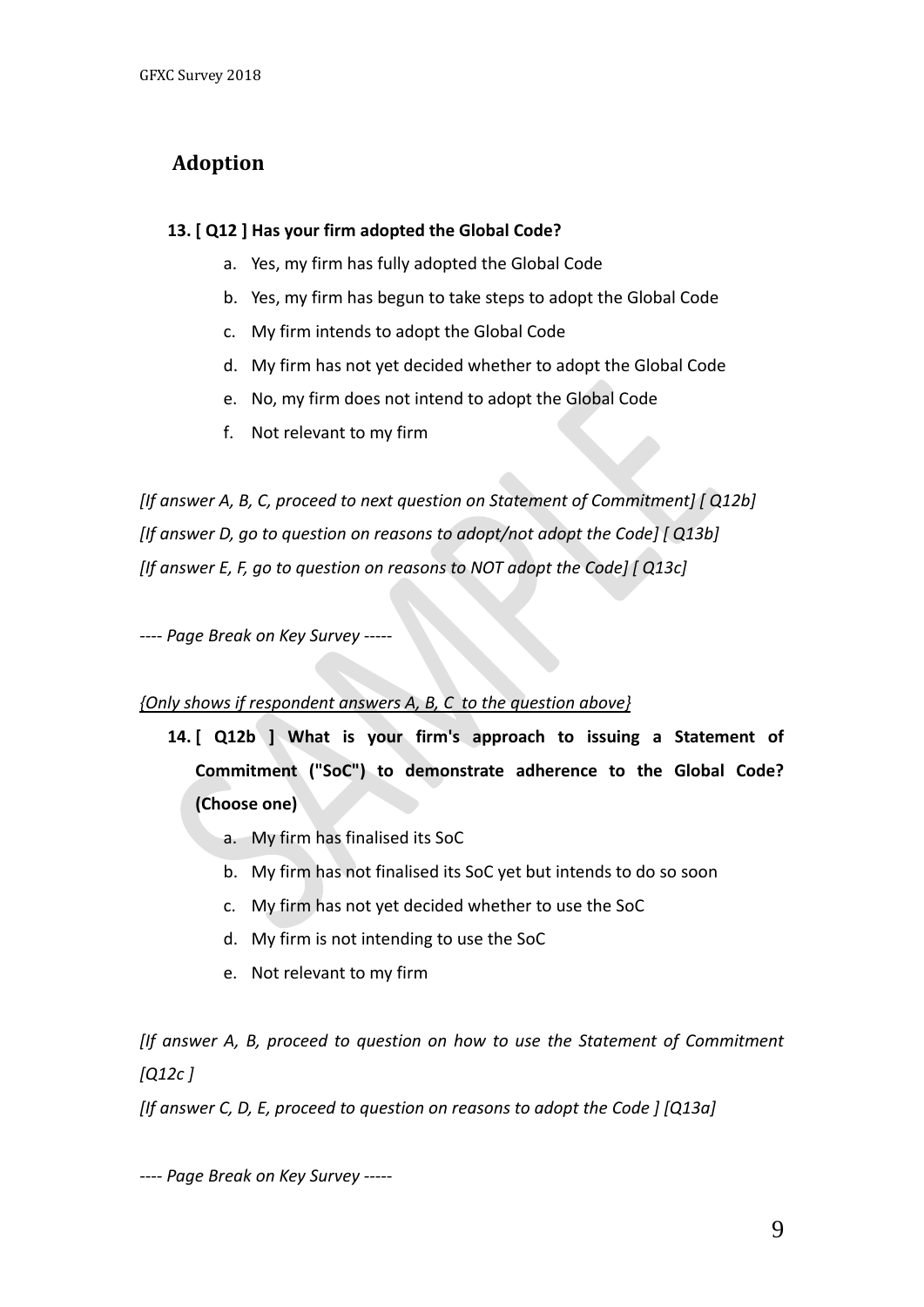## Adoption

**13. [ Q12 ] Has your firm adopted the Global Code?**

a. Yes, my firm has fully adopted the Global Code
b. Yes, my firm has begun to take steps to adopt the Global Code
c. My firm intends to adopt the Global Code
d. My firm has not yet decided whether to adopt the Global Code
e. No, my firm does not intend to adopt the Global Code
f. Not relevant to my firm

*[If answer A, B, C, proceed to next question on Statement of Commitment] [ Q12b]*
*[If answer D, go to question on reasons to adopt/not adopt the Code] [ Q13b]*
*[If answer E, F, go to question on reasons to NOT adopt the Code] [ Q13c]*

*---- Page Break on Key Survey -----*

*{Only shows if respondent answers A, B, C to the question above}*

**14. [ Q12b ] What is your firm's approach to issuing a Statement of Commitment ("SoC") to demonstrate adherence to the Global Code? (Choose one)**

a. My firm has finalised its SoC
b. My firm has not finalised its SoC yet but intends to do so soon
c. My firm has not yet decided whether to use the SoC
d. My firm is not intending to use the SoC
e. Not relevant to my firm

*[If answer A, B, proceed to question on how to use the Statement of Commitment [Q12c ]*

*[If answer C, D, E, proceed to question on reasons to adopt the Code ] [Q13a]*

*---- Page Break on Key Survey -----*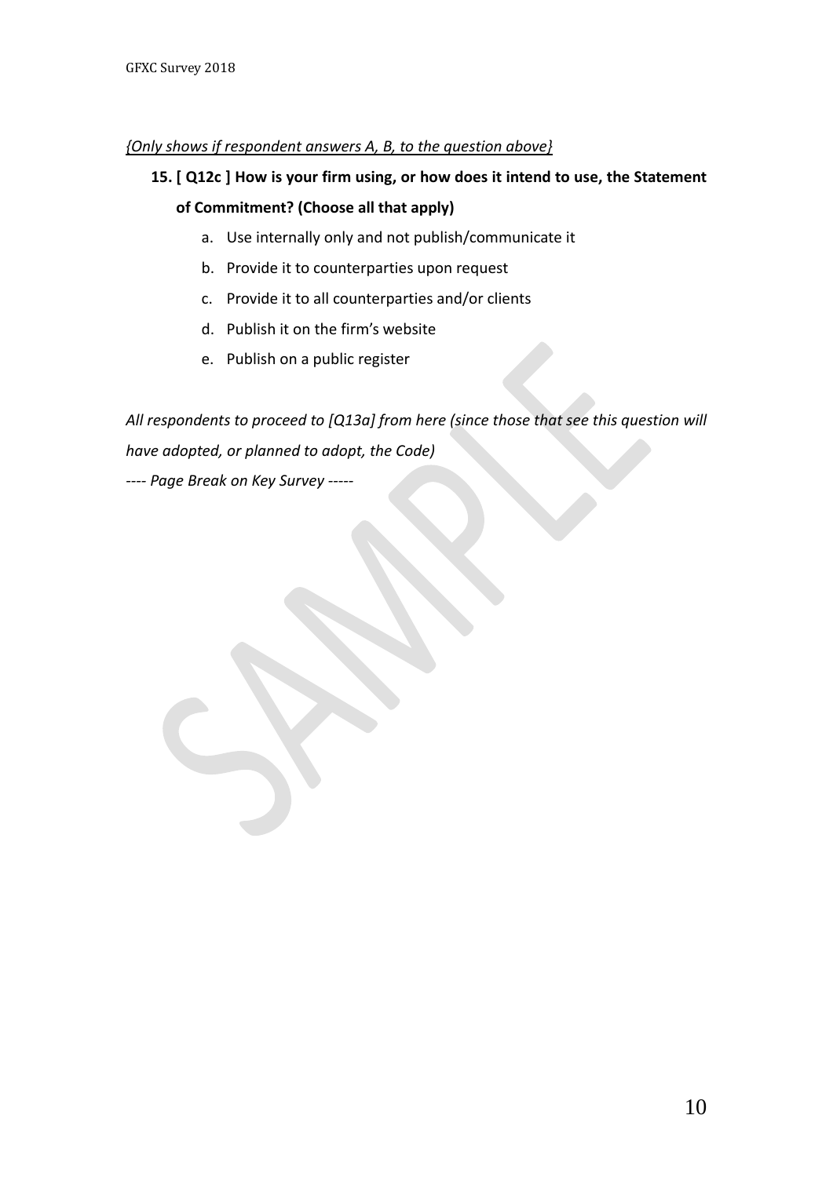*{Only shows if respondent answers A, B, to the question above}*

**15. [ Q12c ] How is your firm using, or how does it intend to use, the Statement of Commitment? (Choose all that apply)**

a. Use internally only and not publish/communicate it
b. Provide it to counterparties upon request
c. Provide it to all counterparties and/or clients
d. Publish it on the firm's website
e. Publish on a public register

*All respondents to proceed to [Q13a] from here (since those that see this question will have adopted, or planned to adopt, the Code)*

*---- Page Break on Key Survey -----*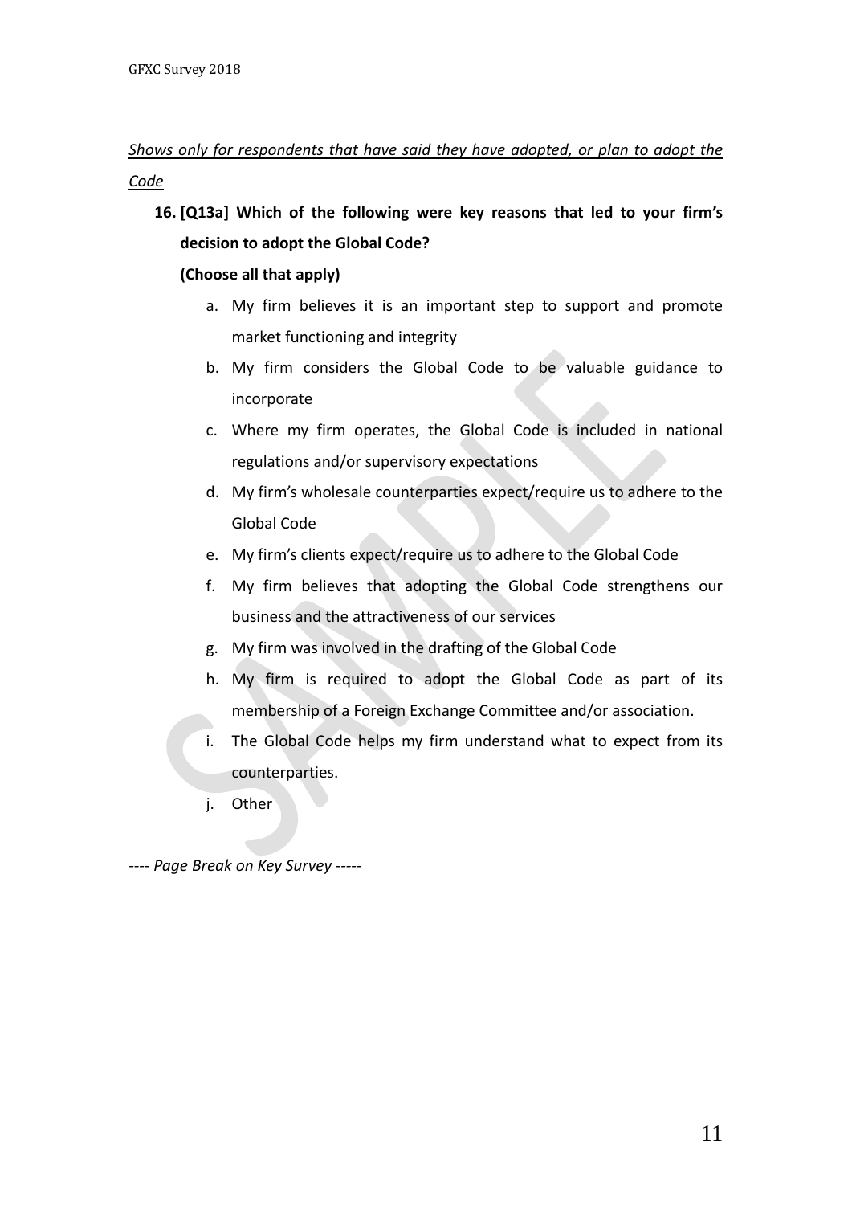_Shows only for respondents that have said they have adopted, or plan to adopt the Code_

16. **[Q13a] Which of the following were key reasons that led to your firm's decision to adopt the Global Code?**

    **(Choose all that apply)**

    a. My firm believes it is an important step to support and promote market functioning and integrity
    b. My firm considers the Global Code to be valuable guidance to incorporate
    c. Where my firm operates, the Global Code is included in national regulations and/or supervisory expectations
    d. My firm's wholesale counterparties expect/require us to adhere to the Global Code
    e. My firm's clients expect/require us to adhere to the Global Code
    f. My firm believes that adopting the Global Code strengthens our business and the attractiveness of our services
    g. My firm was involved in the drafting of the Global Code
    h. My firm is required to adopt the Global Code as part of its membership of a Foreign Exchange Committee and/or association.
    i. The Global Code helps my firm understand what to expect from its counterparties.
    j. Other

---- _Page Break on Key Survey_ -----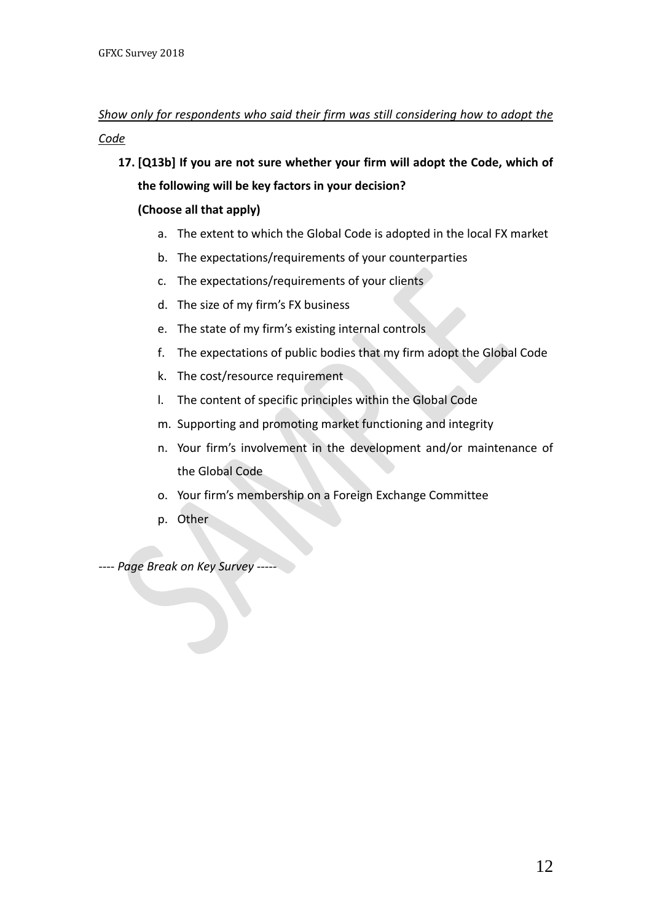*Show only for respondents who said their firm was still considering how to adopt the Code*

**17. [Q13b] If you are not sure whether your firm will adopt the Code, which of the following will be key factors in your decision?**

**(Choose all that apply)**

a. The extent to which the Global Code is adopted in the local FX market
b. The expectations/requirements of your counterparties
c. The expectations/requirements of your clients
d. The size of my firm's FX business
e. The state of my firm's existing internal controls
f. The expectations of public bodies that my firm adopt the Global Code
k. The cost/resource requirement
l. The content of specific principles within the Global Code
m. Supporting and promoting market functioning and integrity
n. Your firm's involvement in the development and/or maintenance of the Global Code
o. Your firm's membership on a Foreign Exchange Committee
p. Other

*---- Page Break on Key Survey -----*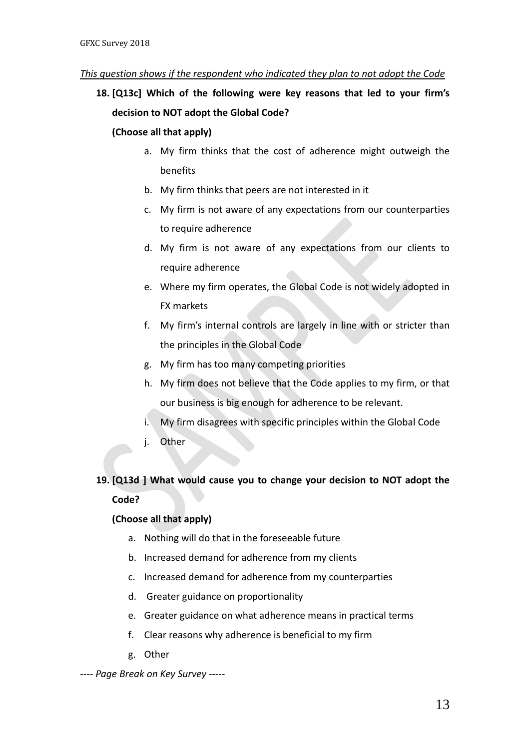*<u>This question shows if the respondent who indicated they plan to not adopt the Code</u>*

18. **[Q13c] Which of the following were key reasons that led to your firm's decision to NOT adopt the Global Code?**

    **(Choose all that apply)**

    a. My firm thinks that the cost of adherence might outweigh the benefits
    b. My firm thinks that peers are not interested in it
    c. My firm is not aware of any expectations from our counterparties to require adherence
    d. My firm is not aware of any expectations from our clients to require adherence
    e. Where my firm operates, the Global Code is not widely adopted in FX markets
    f. My firm's internal controls are largely in line with or stricter than the principles in the Global Code
    g. My firm has too many competing priorities
    h. My firm does not believe that the Code applies to my firm, or that our business is big enough for adherence to be relevant.
    i. My firm disagrees with specific principles within the Global Code
    j. Other

19. **[Q13d ] What would cause you to change your decision to NOT adopt the Code?**

    **(Choose all that apply)**

    a. Nothing will do that in the foreseeable future
    b. Increased demand for adherence from my clients
    c. Increased demand for adherence from my counterparties
    d. Greater guidance on proportionality
    e. Greater guidance on what adherence means in practical terms
    f. Clear reasons why adherence is beneficial to my firm
    g. Other

---- *Page Break on Key Survey* -----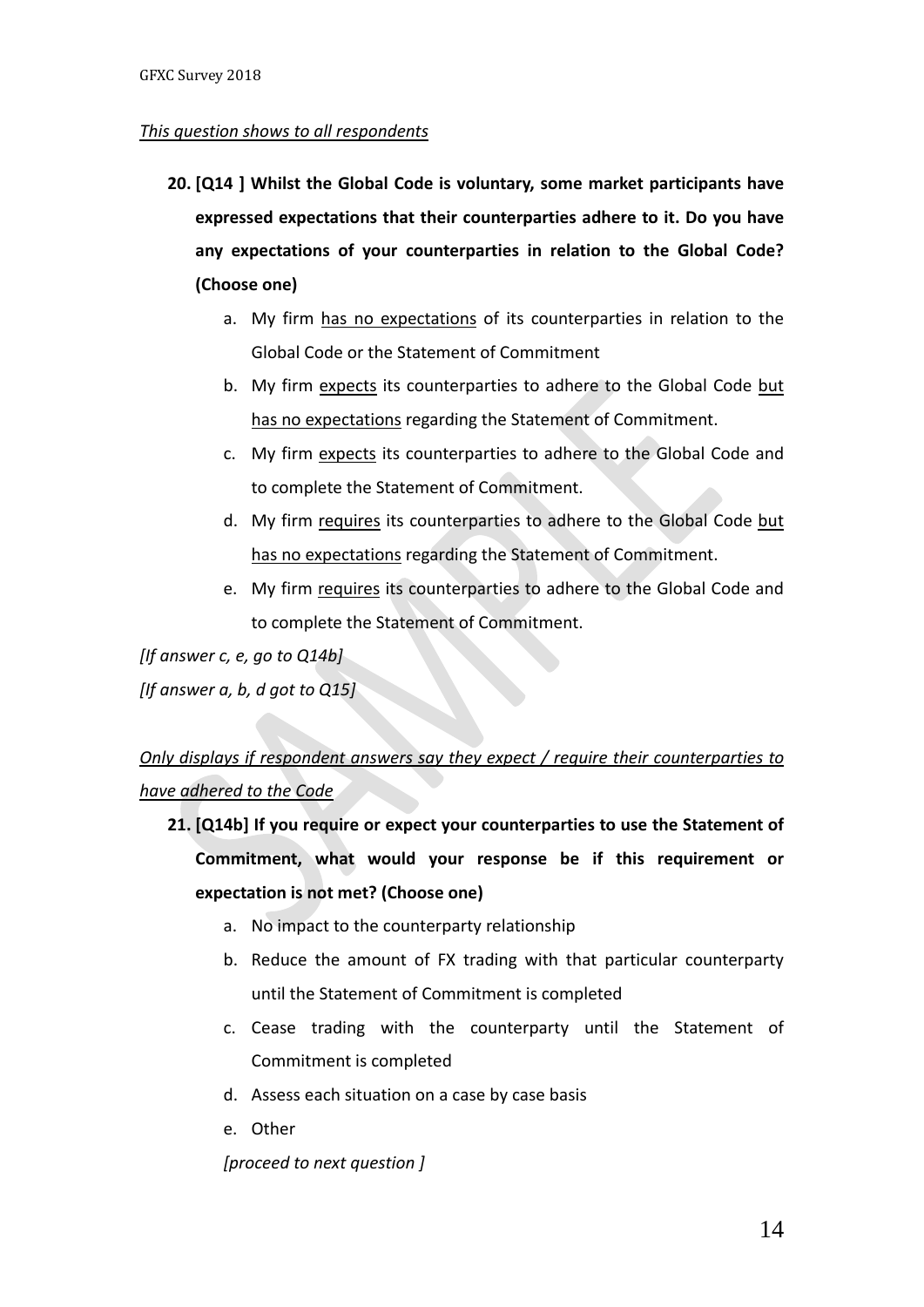*This question shows to all respondents*

20. **[Q14 ] Whilst the Global Code is voluntary, some market participants have expressed expectations that their counterparties adhere to it. Do you have any expectations of your counterparties in relation to the Global Code? (Choose one)**
    a. My firm <u>has no expectations</u> of its counterparties in relation to the Global Code or the Statement of Commitment
    b. My firm <u>expects</u> its counterparties to adhere to the Global Code <u>but has no expectations</u> regarding the Statement of Commitment.
    c. My firm <u>expects</u> its counterparties to adhere to the Global Code and to complete the Statement of Commitment.
    d. My firm <u>requires</u> its counterparties to adhere to the Global Code <u>but has no expectations</u> regarding the Statement of Commitment.
    e. My firm <u>requires</u> its counterparties to adhere to the Global Code and to complete the Statement of Commitment.

*[If answer c, e, go to Q14b]*

*[If answer a, b, d got to Q15]*

*Only displays if respondent answers say they expect / require their counterparties to have adhered to the Code*

21. **[Q14b] If you require or expect your counterparties to use the Statement of Commitment, what would your response be if this requirement or expectation is not met? (Choose one)**
    a. No impact to the counterparty relationship
    b. Reduce the amount of FX trading with that particular counterparty until the Statement of Commitment is completed
    c. Cease trading with the counterparty until the Statement of Commitment is completed
    d. Assess each situation on a case by case basis
    e. Other

    *[proceed to next question ]*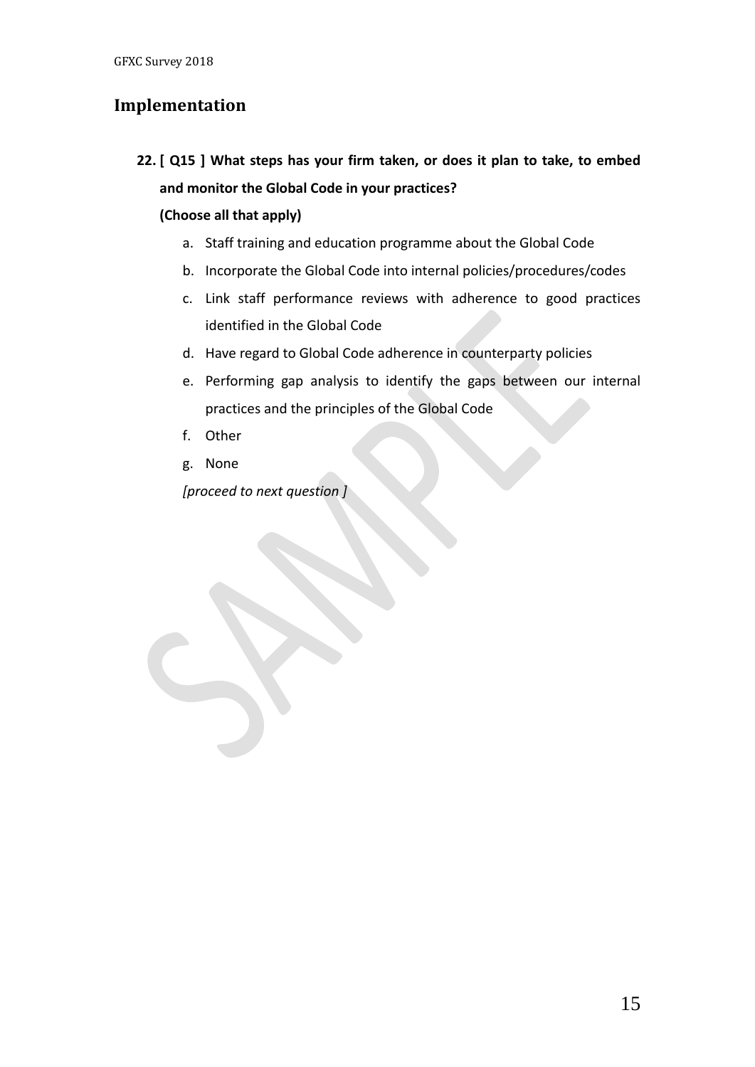## Implementation

**22. [ Q15 ] What steps has your firm taken, or does it plan to take, to embed and monitor the Global Code in your practices?**

**(Choose all that apply)**

a. Staff training and education programme about the Global Code
b. Incorporate the Global Code into internal policies/procedures/codes
c. Link staff performance reviews with adherence to good practices identified in the Global Code
d. Have regard to Global Code adherence in counterparty policies
e. Performing gap analysis to identify the gaps between our internal practices and the principles of the Global Code
f. Other
g. None

*[proceed to next question ]*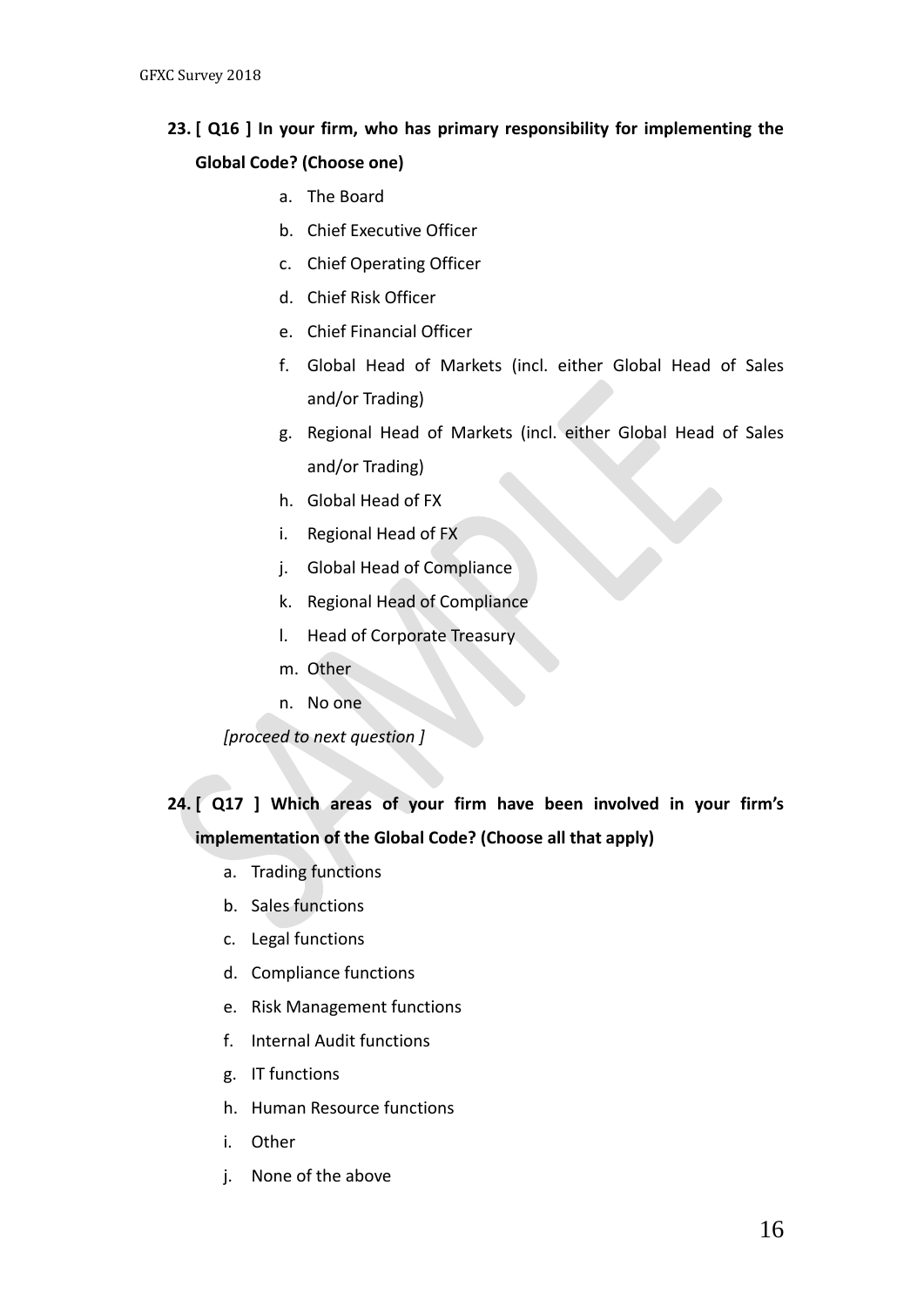**23. [ Q16 ] In your firm, who has primary responsibility for implementing the Global Code? (Choose one)**

a. The Board
b. Chief Executive Officer
c. Chief Operating Officer
d. Chief Risk Officer
e. Chief Financial Officer
f. Global Head of Markets (incl. either Global Head of Sales and/or Trading)
g. Regional Head of Markets (incl. either Global Head of Sales and/or Trading)
h. Global Head of FX
i. Regional Head of FX
j. Global Head of Compliance
k. Regional Head of Compliance
l. Head of Corporate Treasury
m. Other
n. No one

*[proceed to next question ]*

**24. [ Q17 ] Which areas of your firm have been involved in your firm's implementation of the Global Code? (Choose all that apply)**

a. Trading functions
b. Sales functions
c. Legal functions
d. Compliance functions
e. Risk Management functions
f. Internal Audit functions
g. IT functions
h. Human Resource functions
i. Other
j. None of the above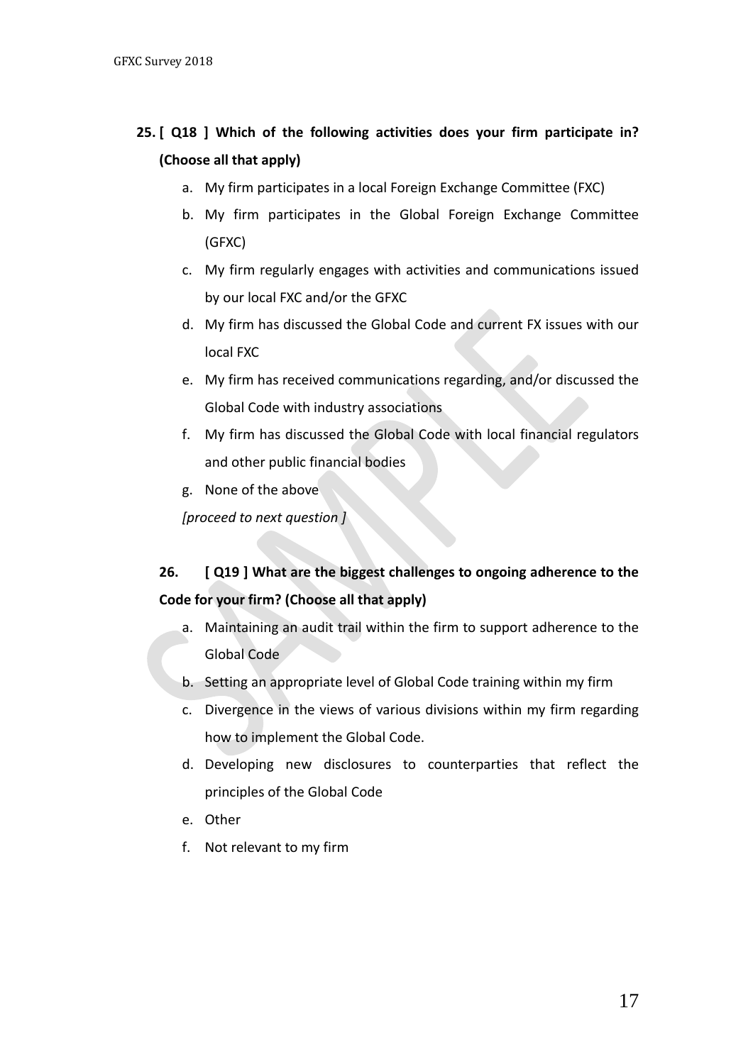**25. [ Q18 ] Which of the following activities does your firm participate in? (Choose all that apply)**

a. My firm participates in a local Foreign Exchange Committee (FXC)
b. My firm participates in the Global Foreign Exchange Committee (GFXC)
c. My firm regularly engages with activities and communications issued by our local FXC and/or the GFXC
d. My firm has discussed the Global Code and current FX issues with our local FXC
e. My firm has received communications regarding, and/or discussed the Global Code with industry associations
f. My firm has discussed the Global Code with local financial regulators and other public financial bodies
g. None of the above

*[proceed to next question ]*

**26. [ Q19 ] What are the biggest challenges to ongoing adherence to the Code for your firm? (Choose all that apply)**

a. Maintaining an audit trail within the firm to support adherence to the Global Code
b. Setting an appropriate level of Global Code training within my firm
c. Divergence in the views of various divisions within my firm regarding how to implement the Global Code.
d. Developing new disclosures to counterparties that reflect the principles of the Global Code
e. Other
f. Not relevant to my firm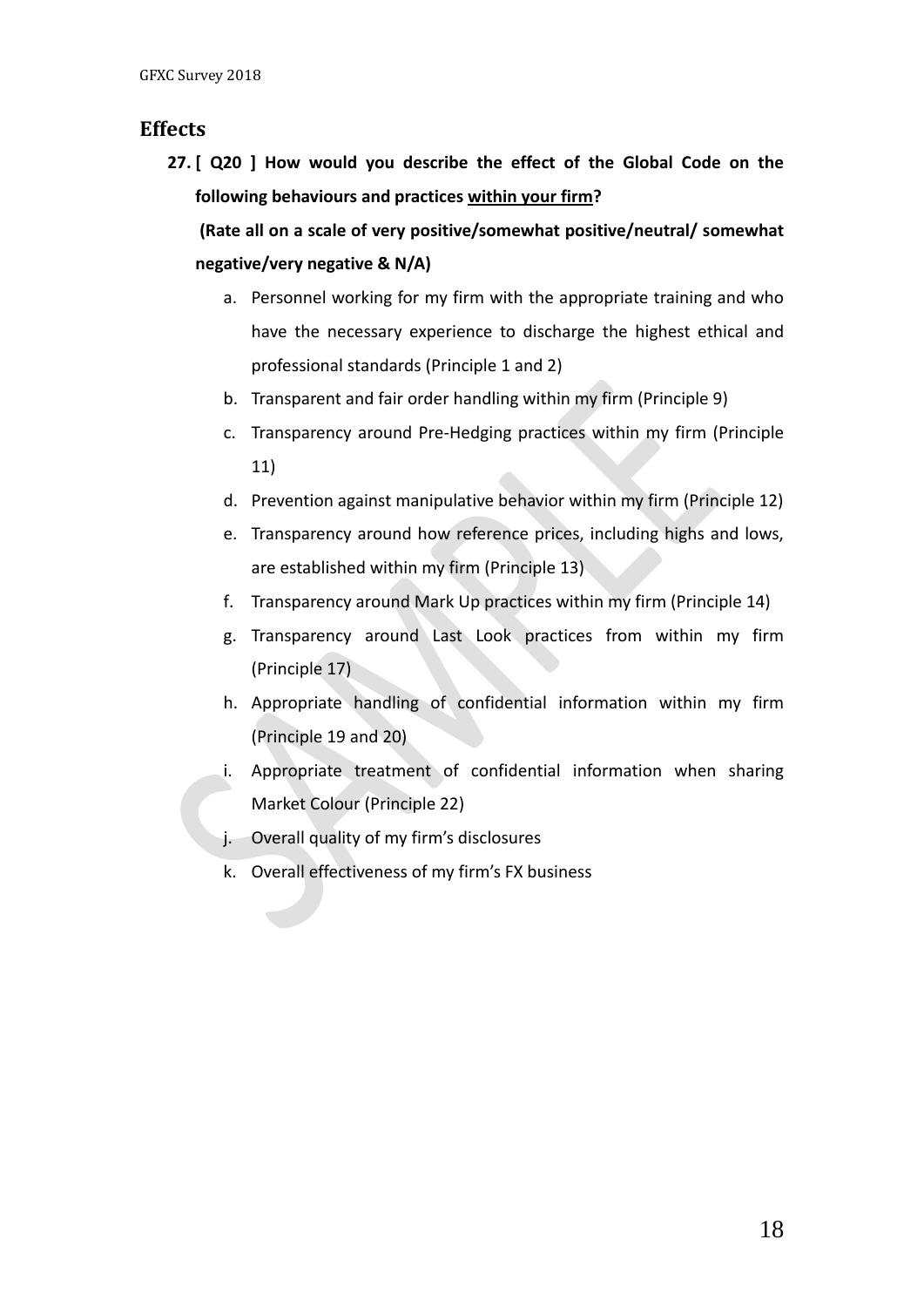## Effects

27. **[ Q20 ] How would you describe the effect of the Global Code on the following behaviours and practices <u>within your firm</u>?**

    **(Rate all on a scale of very positive/somewhat positive/neutral/ somewhat negative/very negative & N/A)**

    a. Personnel working for my firm with the appropriate training and who have the necessary experience to discharge the highest ethical and professional standards (Principle 1 and 2)
    b. Transparent and fair order handling within my firm (Principle 9)
    c. Transparency around Pre-Hedging practices within my firm (Principle 11)
    d. Prevention against manipulative behavior within my firm (Principle 12)
    e. Transparency around how reference prices, including highs and lows, are established within my firm (Principle 13)
    f. Transparency around Mark Up practices within my firm (Principle 14)
    g. Transparency around Last Look practices from within my firm (Principle 17)
    h. Appropriate handling of confidential information within my firm (Principle 19 and 20)
    i. Appropriate treatment of confidential information when sharing Market Colour (Principle 22)
    j. Overall quality of my firm's disclosures
    k. Overall effectiveness of my firm's FX business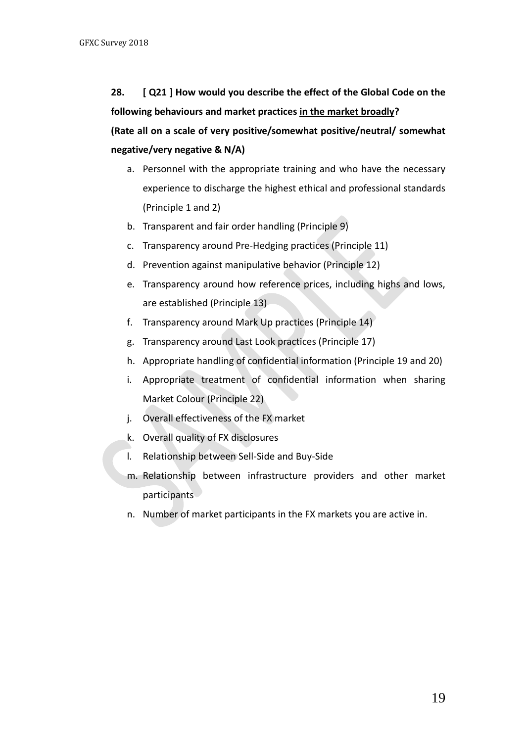**28. [ Q21 ] How would you describe the effect of the Global Code on the following behaviours and market practices <u>in the market broadly</u>?**

**(Rate all on a scale of very positive/somewhat positive/neutral/ somewhat negative/very negative & N/A)**

a. Personnel with the appropriate training and who have the necessary experience to discharge the highest ethical and professional standards (Principle 1 and 2)
b. Transparent and fair order handling (Principle 9)
c. Transparency around Pre-Hedging practices (Principle 11)
d. Prevention against manipulative behavior (Principle 12)
e. Transparency around how reference prices, including highs and lows, are established (Principle 13)
f. Transparency around Mark Up practices (Principle 14)
g. Transparency around Last Look practices (Principle 17)
h. Appropriate handling of confidential information (Principle 19 and 20)
i. Appropriate treatment of confidential information when sharing Market Colour (Principle 22)
j. Overall effectiveness of the FX market
k. Overall quality of FX disclosures
l. Relationship between Sell-Side and Buy-Side
m. Relationship between infrastructure providers and other market participants
n. Number of market participants in the FX markets you are active in.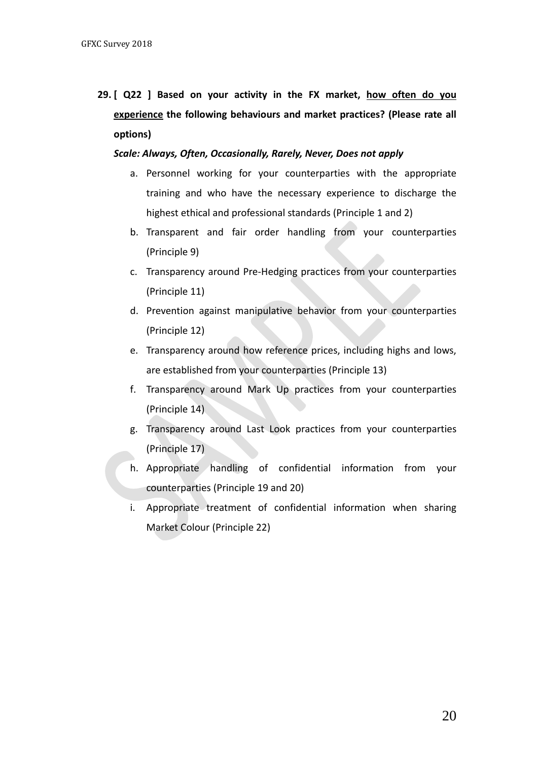29. **[ Q22 ] Based on your activity in the FX market, <u>how often do you experience</u> the following behaviours and market practices? (Please rate all options)**

    ***Scale: Always, Often, Occasionally, Rarely, Never, Does not apply***

    a. Personnel working for your counterparties with the appropriate training and who have the necessary experience to discharge the highest ethical and professional standards (Principle 1 and 2)
    b. Transparent and fair order handling from your counterparties (Principle 9)
    c. Transparency around Pre-Hedging practices from your counterparties (Principle 11)
    d. Prevention against manipulative behavior from your counterparties (Principle 12)
    e. Transparency around how reference prices, including highs and lows, are established from your counterparties (Principle 13)
    f. Transparency around Mark Up practices from your counterparties (Principle 14)
    g. Transparency around Last Look practices from your counterparties (Principle 17)
    h. Appropriate handling of confidential information from your counterparties (Principle 19 and 20)
    i. Appropriate treatment of confidential information when sharing Market Colour (Principle 22)